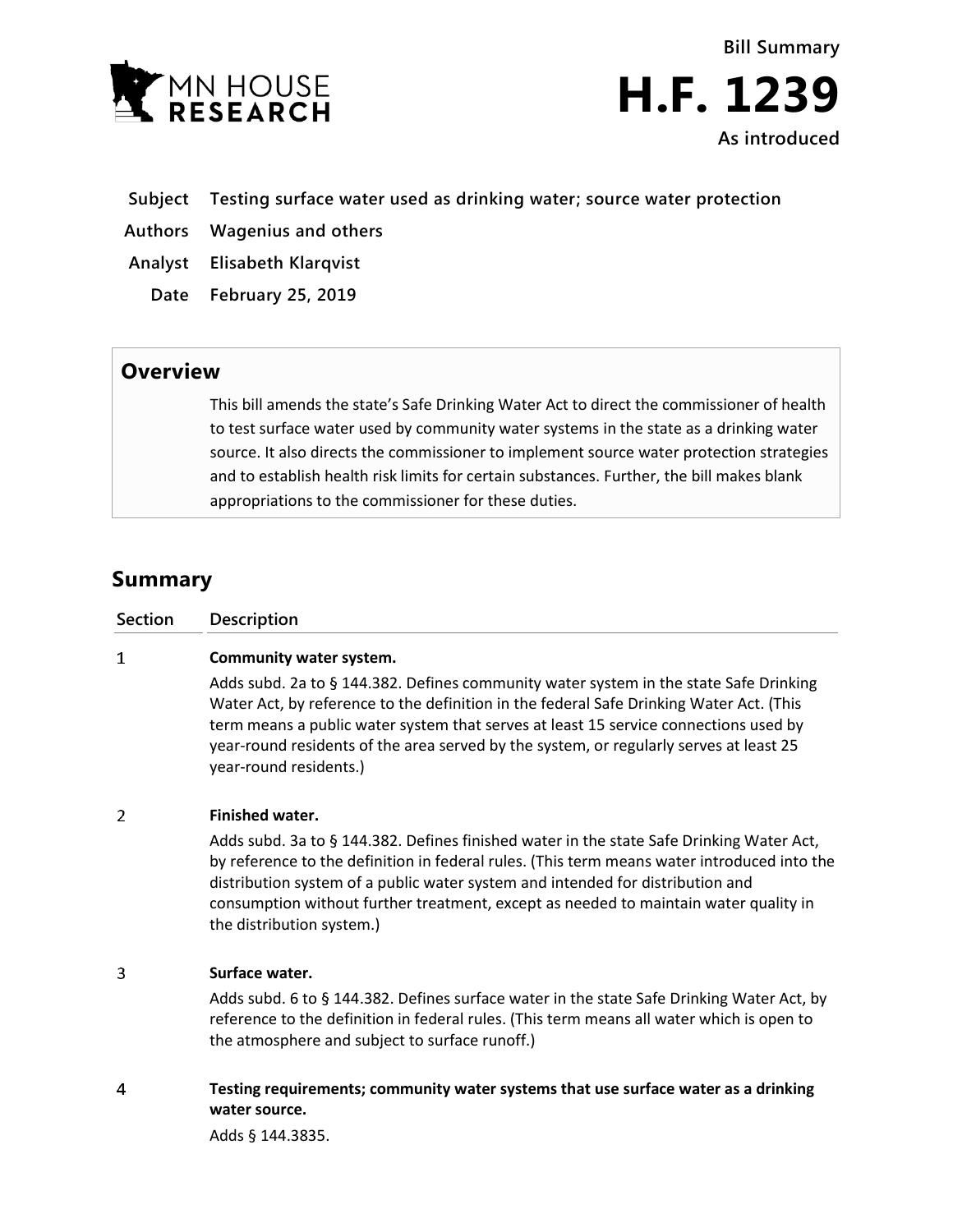MN HOUSE RESEARCH

**Bill Summary**

# H.F. 1239

**As introduced**

| | |
|---|---|
| **Subject** | **Testing surface water used as drinking water; source water protection** |
| **Authors** | **Wagenius and others** |
| **Analyst** | **Elisabeth Klarqvist** |
| **Date** | **February 25, 2019** |

## Overview

This bill amends the state's Safe Drinking Water Act to direct the commissioner of health to test surface water used by community water systems in the state as a drinking water source. It also directs the commissioner to implement source water protection strategies and to establish health risk limits for certain substances. Further, the bill makes blank appropriations to the commissioner for these duties.

## Summary

| Section | Description |
|---|---|
| 1 | **Community water system.** Adds subd. 2a to § 144.382. Defines community water system in the state Safe Drinking Water Act, by reference to the definition in the federal Safe Drinking Water Act. (This term means a public water system that serves at least 15 service connections used by year-round residents of the area served by the system, or regularly serves at least 25 year-round residents.) |
| 2 | **Finished water.** Adds subd. 3a to § 144.382. Defines finished water in the state Safe Drinking Water Act, by reference to the definition in federal rules. (This term means water introduced into the distribution system of a public water system and intended for distribution and consumption without further treatment, except as needed to maintain water quality in the distribution system.) |
| 3 | **Surface water.** Adds subd. 6 to § 144.382. Defines surface water in the state Safe Drinking Water Act, by reference to the definition in federal rules. (This term means all water which is open to the atmosphere and subject to surface runoff.) |
| 4 | **Testing requirements; community water systems that use surface water as a drinking water source.** Adds § 144.3835. |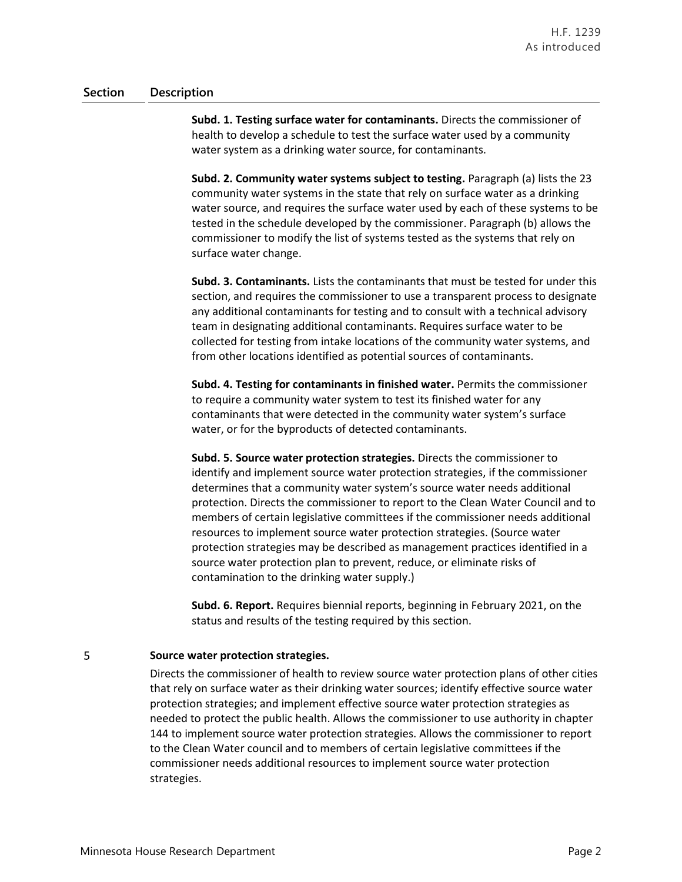| Section | Description |
|---|---|
| | **Subd. 1. Testing surface water for contaminants.** Directs the commissioner of health to develop a schedule to test the surface water used by a community water system as a drinking water source, for contaminants.<br><br>**Subd. 2. Community water systems subject to testing.** Paragraph (a) lists the 23 community water systems in the state that rely on surface water as a drinking water source, and requires the surface water used by each of these systems to be tested in the schedule developed by the commissioner. Paragraph (b) allows the commissioner to modify the list of systems tested as the systems that rely on surface water change.<br><br>**Subd. 3. Contaminants.** Lists the contaminants that must be tested for under this section, and requires the commissioner to use a transparent process to designate any additional contaminants for testing and to consult with a technical advisory team in designating additional contaminants. Requires surface water to be collected for testing from intake locations of the community water systems, and from other locations identified as potential sources of contaminants.<br><br>**Subd. 4. Testing for contaminants in finished water.** Permits the commissioner to require a community water system to test its finished water for any contaminants that were detected in the community water system's surface water, or for the byproducts of detected contaminants.<br><br>**Subd. 5. Source water protection strategies.** Directs the commissioner to identify and implement source water protection strategies, if the commissioner determines that a community water system's source water needs additional protection. Directs the commissioner to report to the Clean Water Council and to members of certain legislative committees if the commissioner needs additional resources to implement source water protection strategies. (Source water protection strategies may be described as management practices identified in a source water protection plan to prevent, reduce, or eliminate risks of contamination to the drinking water supply.)<br><br>**Subd. 6. Report.** Requires biennial reports, beginning in February 2021, on the status and results of the testing required by this section. |
| 5 | **Source water protection strategies.**<br><br>Directs the commissioner of health to review source water protection plans of other cities that rely on surface water as their drinking water sources; identify effective source water protection strategies; and implement effective source water protection strategies as needed to protect the public health. Allows the commissioner to use authority in chapter 144 to implement source water protection strategies. Allows the commissioner to report to the Clean Water council and to members of certain legislative committees if the commissioner needs additional resources to implement source water protection strategies. |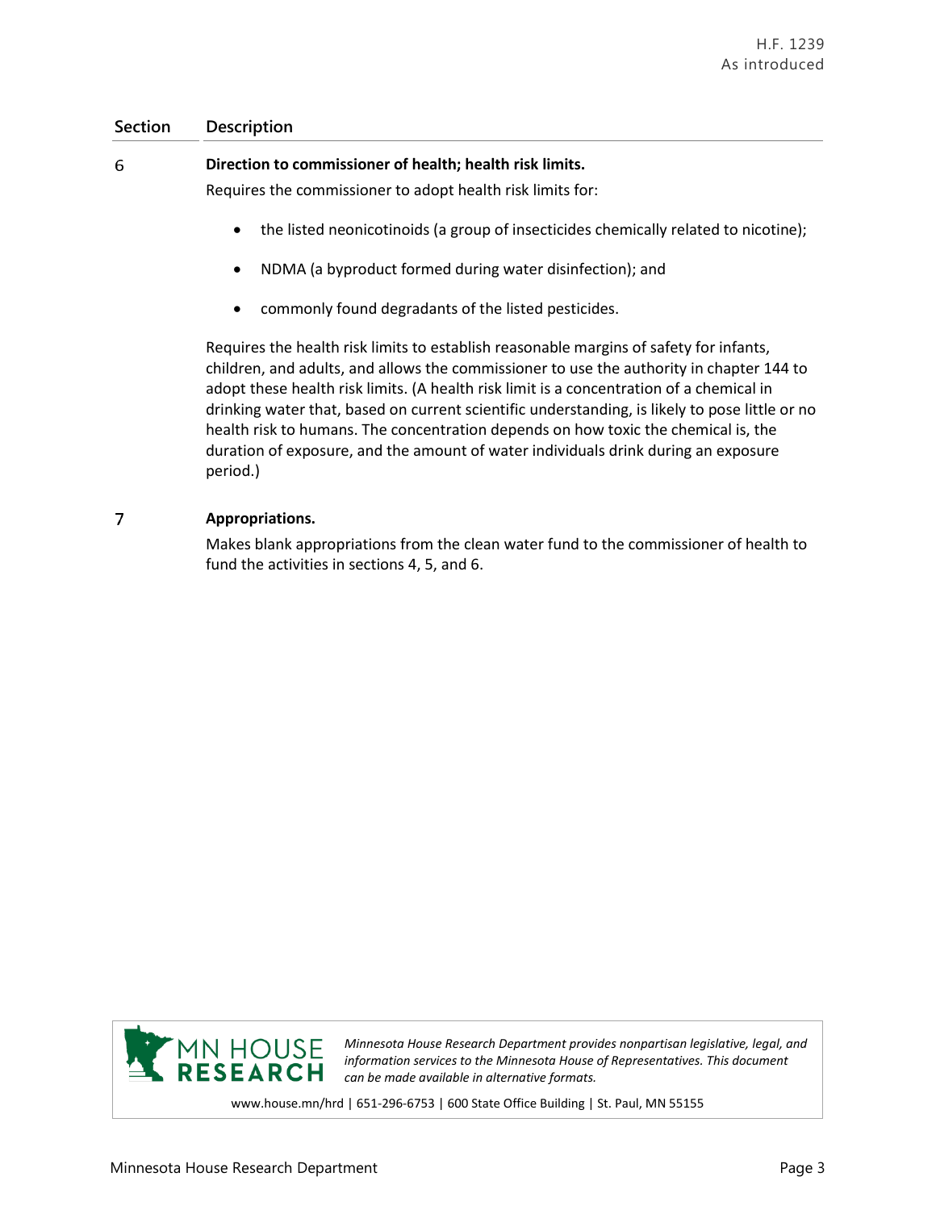| Section | Description |
|---|---|
| 6 | **Direction to commissioner of health; health risk limits.**<br>Requires the commissioner to adopt health risk limits for:<br>• the listed neonicotinoids (a group of insecticides chemically related to nicotine);<br>• NDMA (a byproduct formed during water disinfection); and<br>• commonly found degradants of the listed pesticides.<br>Requires the health risk limits to establish reasonable margins of safety for infants, children, and adults, and allows the commissioner to use the authority in chapter 144 to adopt these health risk limits. (A health risk limit is a concentration of a chemical in drinking water that, based on current scientific understanding, is likely to pose little or no health risk to humans. The concentration depends on how toxic the chemical is, the duration of exposure, and the amount of water individuals drink during an exposure period.) |
| 7 | **Appropriations.**<br>Makes blank appropriations from the clean water fund to the commissioner of health to fund the activities in sections 4, 5, and 6. |

MN HOUSE RESEARCH

*Minnesota House Research Department provides nonpartisan legislative, legal, and information services to the Minnesota House of Representatives. This document can be made available in alternative formats.*

www.house.mn/hrd | 651-296-6753 | 600 State Office Building | St. Paul, MN 55155